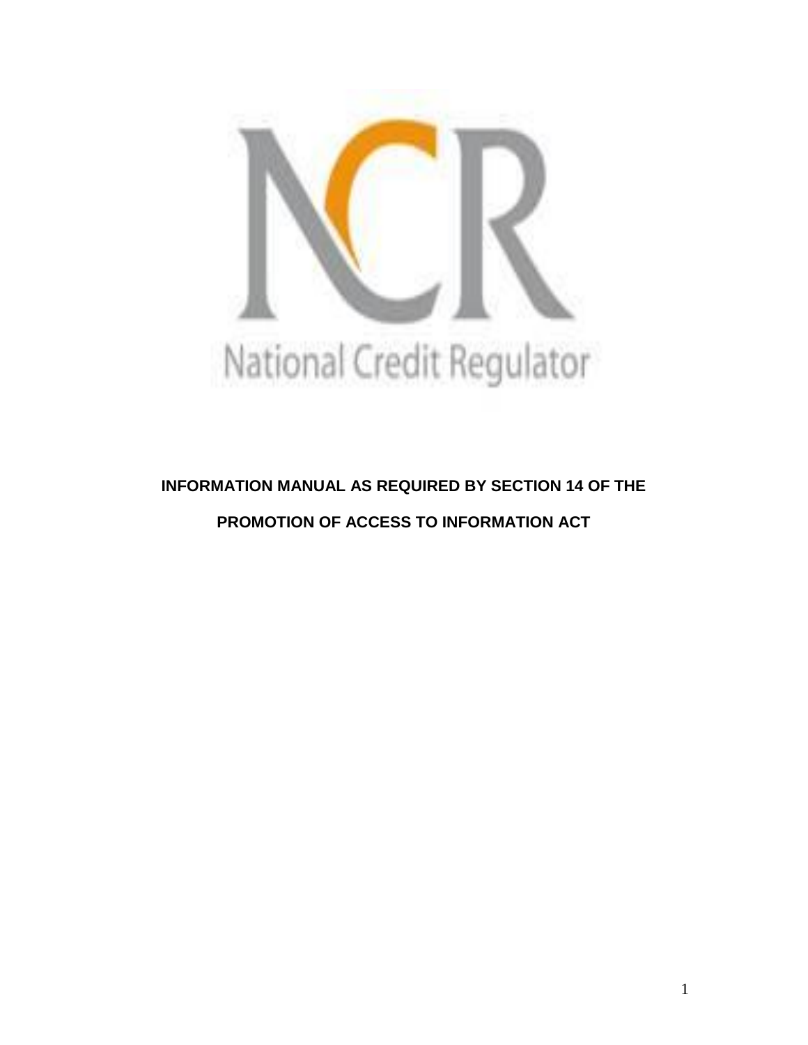NCR

National Credit Regulator

**INFORMATION MANUAL AS REQUIRED BY SECTION 14 OF THE PROMOTION OF ACCESS TO INFORMATION ACT**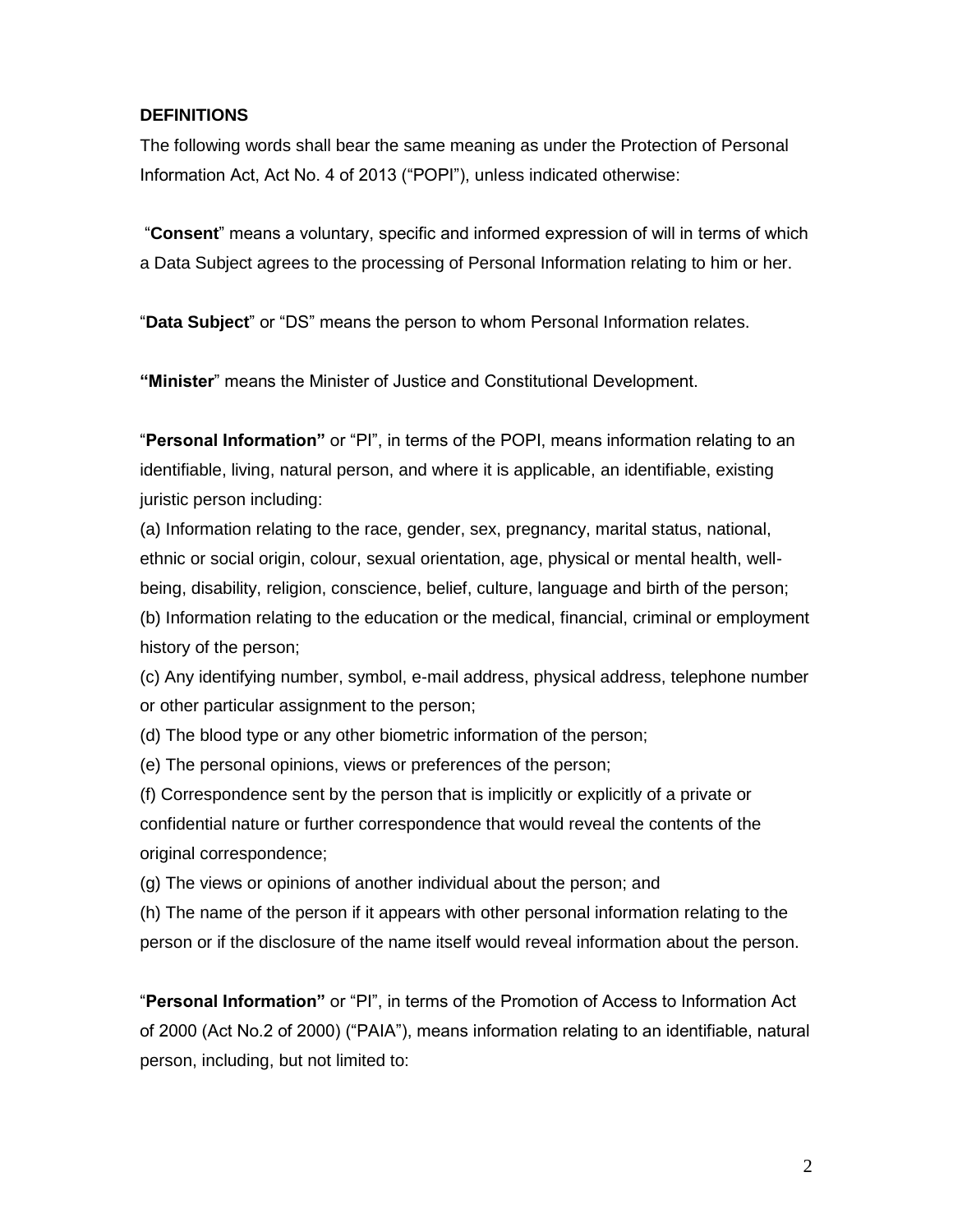## DEFINITIONS

The following words shall bear the same meaning as under the Protection of Personal Information Act, Act No. 4 of 2013 ("POPI"), unless indicated otherwise:

"**Consent**" means a voluntary, specific and informed expression of will in terms of which a Data Subject agrees to the processing of Personal Information relating to him or her.

"**Data Subject**" or "DS" means the person to whom Personal Information relates.

**"Minister**" means the Minister of Justice and Constitutional Development.

"**Personal Information"** or "PI", in terms of the POPI, means information relating to an identifiable, living, natural person, and where it is applicable, an identifiable, existing juristic person including:

(a) Information relating to the race, gender, sex, pregnancy, marital status, national, ethnic or social origin, colour, sexual orientation, age, physical or mental health, well-being, disability, religion, conscience, belief, culture, language and birth of the person;

(b) Information relating to the education or the medical, financial, criminal or employment history of the person;

(c) Any identifying number, symbol, e-mail address, physical address, telephone number or other particular assignment to the person;

(d) The blood type or any other biometric information of the person;

(e) The personal opinions, views or preferences of the person;

(f) Correspondence sent by the person that is implicitly or explicitly of a private or confidential nature or further correspondence that would reveal the contents of the original correspondence;

(g) The views or opinions of another individual about the person; and

(h) The name of the person if it appears with other personal information relating to the person or if the disclosure of the name itself would reveal information about the person.

"**Personal Information"** or "PI", in terms of the Promotion of Access to Information Act of 2000 (Act No.2 of 2000) ("PAIA"), means information relating to an identifiable, natural person, including, but not limited to: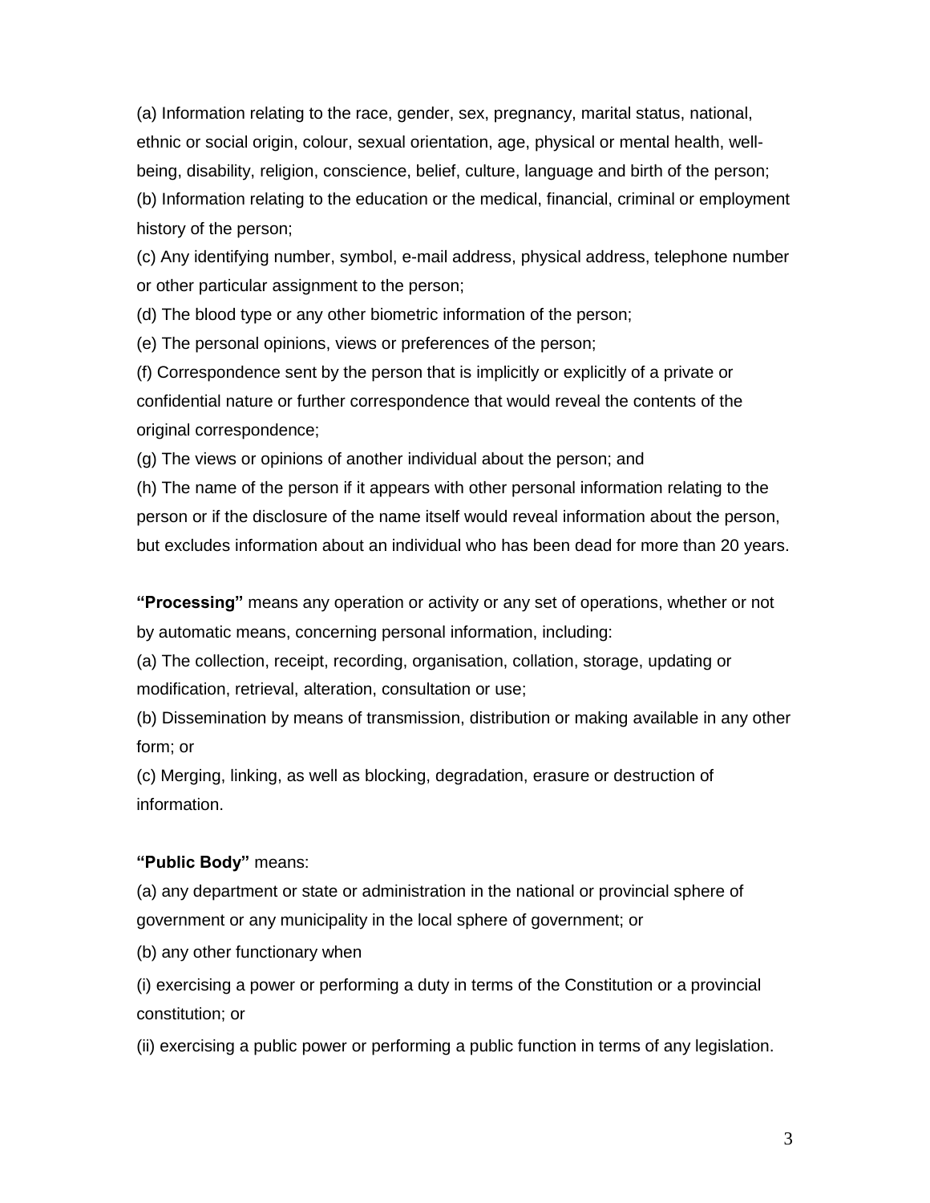(a) Information relating to the race, gender, sex, pregnancy, marital status, national, ethnic or social origin, colour, sexual orientation, age, physical or mental health, well-being, disability, religion, conscience, belief, culture, language and birth of the person;

(b) Information relating to the education or the medical, financial, criminal or employment history of the person;

(c) Any identifying number, symbol, e-mail address, physical address, telephone number or other particular assignment to the person;

(d) The blood type or any other biometric information of the person;

(e) The personal opinions, views or preferences of the person;

(f) Correspondence sent by the person that is implicitly or explicitly of a private or confidential nature or further correspondence that would reveal the contents of the original correspondence;

(g) The views or opinions of another individual about the person; and

(h) The name of the person if it appears with other personal information relating to the person or if the disclosure of the name itself would reveal information about the person, but excludes information about an individual who has been dead for more than 20 years.

**"Processing"** means any operation or activity or any set of operations, whether or not by automatic means, concerning personal information, including:

(a) The collection, receipt, recording, organisation, collation, storage, updating or modification, retrieval, alteration, consultation or use;

(b) Dissemination by means of transmission, distribution or making available in any other form; or

(c) Merging, linking, as well as blocking, degradation, erasure or destruction of information.

**"Public Body"** means:

(a) any department or state or administration in the national or provincial sphere of government or any municipality in the local sphere of government; or

(b) any other functionary when

(i) exercising a power or performing a duty in terms of the Constitution or a provincial constitution; or

(ii) exercising a public power or performing a public function in terms of any legislation.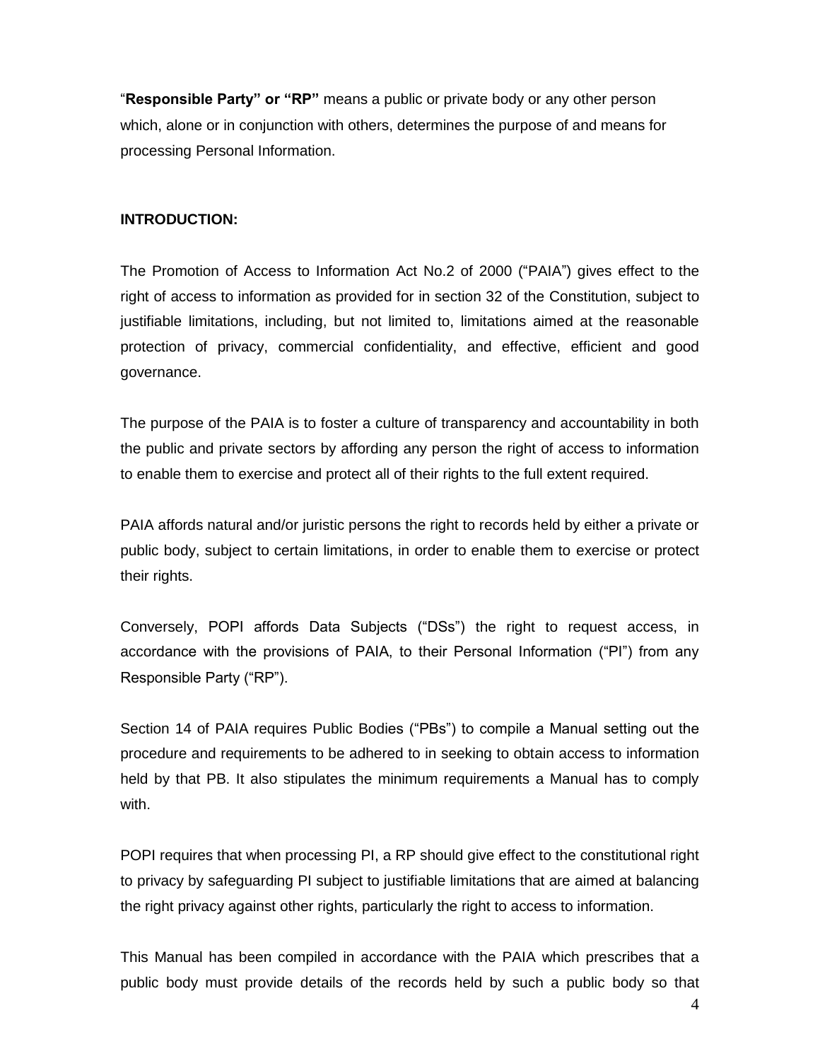"**Responsible Party" or "RP"** means a public or private body or any other person which, alone or in conjunction with others, determines the purpose of and means for processing Personal Information.

**INTRODUCTION:**

The Promotion of Access to Information Act No.2 of 2000 ("PAIA") gives effect to the right of access to information as provided for in section 32 of the Constitution, subject to justifiable limitations, including, but not limited to, limitations aimed at the reasonable protection of privacy, commercial confidentiality, and effective, efficient and good governance.

The purpose of the PAIA is to foster a culture of transparency and accountability in both the public and private sectors by affording any person the right of access to information to enable them to exercise and protect all of their rights to the full extent required.

PAIA affords natural and/or juristic persons the right to records held by either a private or public body, subject to certain limitations, in order to enable them to exercise or protect their rights.

Conversely, POPI affords Data Subjects ("DSs") the right to request access, in accordance with the provisions of PAIA, to their Personal Information ("PI") from any Responsible Party ("RP").

Section 14 of PAIA requires Public Bodies ("PBs") to compile a Manual setting out the procedure and requirements to be adhered to in seeking to obtain access to information held by that PB. It also stipulates the minimum requirements a Manual has to comply with.

POPI requires that when processing PI, a RP should give effect to the constitutional right to privacy by safeguarding PI subject to justifiable limitations that are aimed at balancing the right privacy against other rights, particularly the right to access to information.

This Manual has been compiled in accordance with the PAIA which prescribes that a public body must provide details of the records held by such a public body so that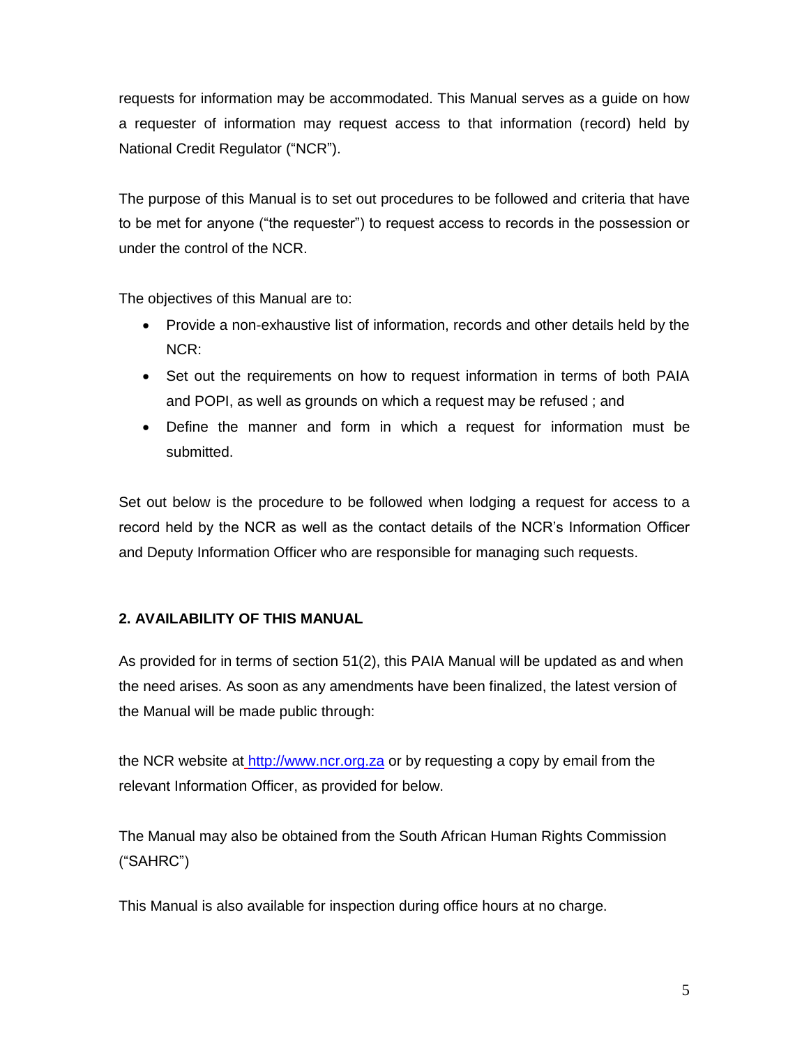requests for information may be accommodated. This Manual serves as a guide on how a requester of information may request access to that information (record) held by National Credit Regulator ("NCR").

The purpose of this Manual is to set out procedures to be followed and criteria that have to be met for anyone ("the requester") to request access to records in the possession or under the control of the NCR.

The objectives of this Manual are to:

- Provide a non-exhaustive list of information, records and other details held by the NCR:
- Set out the requirements on how to request information in terms of both PAIA and POPI, as well as grounds on which a request may be refused ; and
- Define the manner and form in which a request for information must be submitted.

Set out below is the procedure to be followed when lodging a request for access to a record held by the NCR as well as the contact details of the NCR's Information Officer and Deputy Information Officer who are responsible for managing such requests.

## 2. AVAILABILITY OF THIS MANUAL

As provided for in terms of section 51(2), this PAIA Manual will be updated as and when the need arises. As soon as any amendments have been finalized, the latest version of the Manual will be made public through:

the NCR website at http://www.ncr.org.za or by requesting a copy by email from the relevant Information Officer, as provided for below.

The Manual may also be obtained from the South African Human Rights Commission ("SAHRC")

This Manual is also available for inspection during office hours at no charge.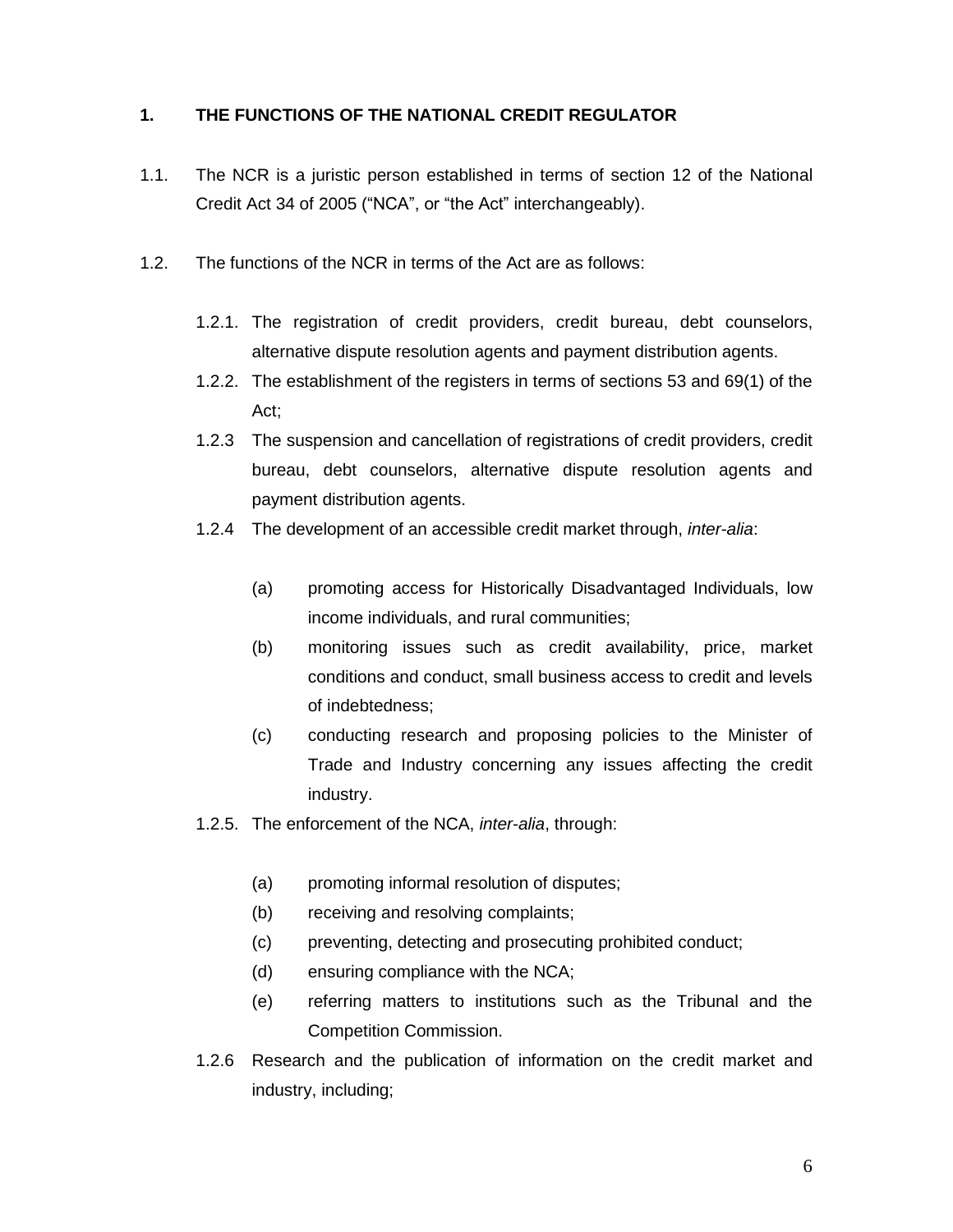## 1. THE FUNCTIONS OF THE NATIONAL CREDIT REGULATOR

1.1. The NCR is a juristic person established in terms of section 12 of the National Credit Act 34 of 2005 ("NCA", or "the Act" interchangeably).

1.2. The functions of the NCR in terms of the Act are as follows:

1.2.1. The registration of credit providers, credit bureau, debt counselors, alternative dispute resolution agents and payment distribution agents.

1.2.2. The establishment of the registers in terms of sections 53 and 69(1) of the Act;

1.2.3 The suspension and cancellation of registrations of credit providers, credit bureau, debt counselors, alternative dispute resolution agents and payment distribution agents.

1.2.4 The development of an accessible credit market through, *inter-alia*:

(a) promoting access for Historically Disadvantaged Individuals, low income individuals, and rural communities;

(b) monitoring issues such as credit availability, price, market conditions and conduct, small business access to credit and levels of indebtedness;

(c) conducting research and proposing policies to the Minister of Trade and Industry concerning any issues affecting the credit industry.

1.2.5. The enforcement of the NCA, *inter-alia*, through:

(a) promoting informal resolution of disputes;

(b) receiving and resolving complaints;

(c) preventing, detecting and prosecuting prohibited conduct;

(d) ensuring compliance with the NCA;

(e) referring matters to institutions such as the Tribunal and the Competition Commission.

1.2.6 Research and the publication of information on the credit market and industry, including;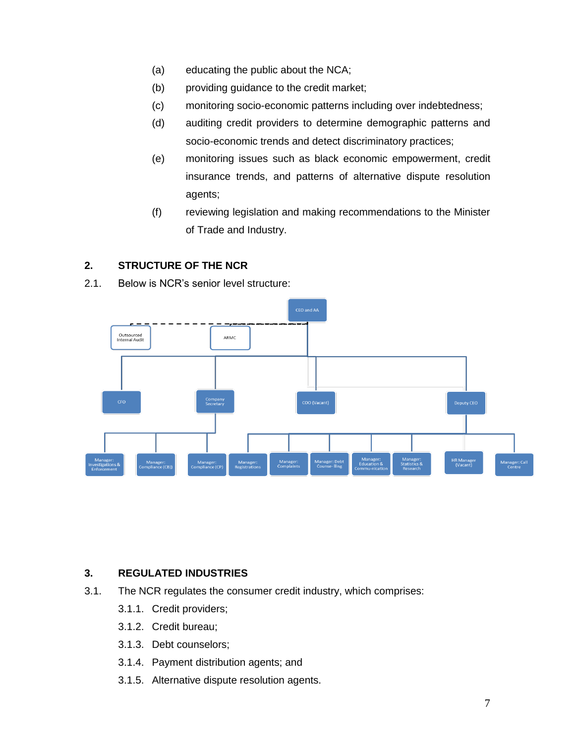(a) educating the public about the NCA;

(b) providing guidance to the credit market;

(c) monitoring socio-economic patterns including over indebtedness;

(d) auditing credit providers to determine demographic patterns and socio-economic trends and detect discriminatory practices;

(e) monitoring issues such as black economic empowerment, credit insurance trends, and patterns of alternative dispute resolution agents;

(f) reviewing legislation and making recommendations to the Minister of Trade and Industry.

## 2. STRUCTURE OF THE NCR

2.1. Below is NCR's senior level structure:

CEO and AA

Outsourced Internal Audit

ARMC

CFO

Company Secretary

COO (Vacant)

Deputy CEO

Manager: Investigations & Enforcement

Manager: Compliance (CB)

Manager: Compliance (CP)

Manager: Registrations

Manager: Complaints

Manager: Debt Counse- lling

Manager: Education & Commu-nication

Manager: Statistics & Research

HR Manager (Vacant)

Manager: Call Centre

## 3. REGULATED INDUSTRIES

3.1. The NCR regulates the consumer credit industry, which comprises:

3.1.1. Credit providers;

3.1.2. Credit bureau;

3.1.3. Debt counselors;

3.1.4. Payment distribution agents; and

3.1.5. Alternative dispute resolution agents.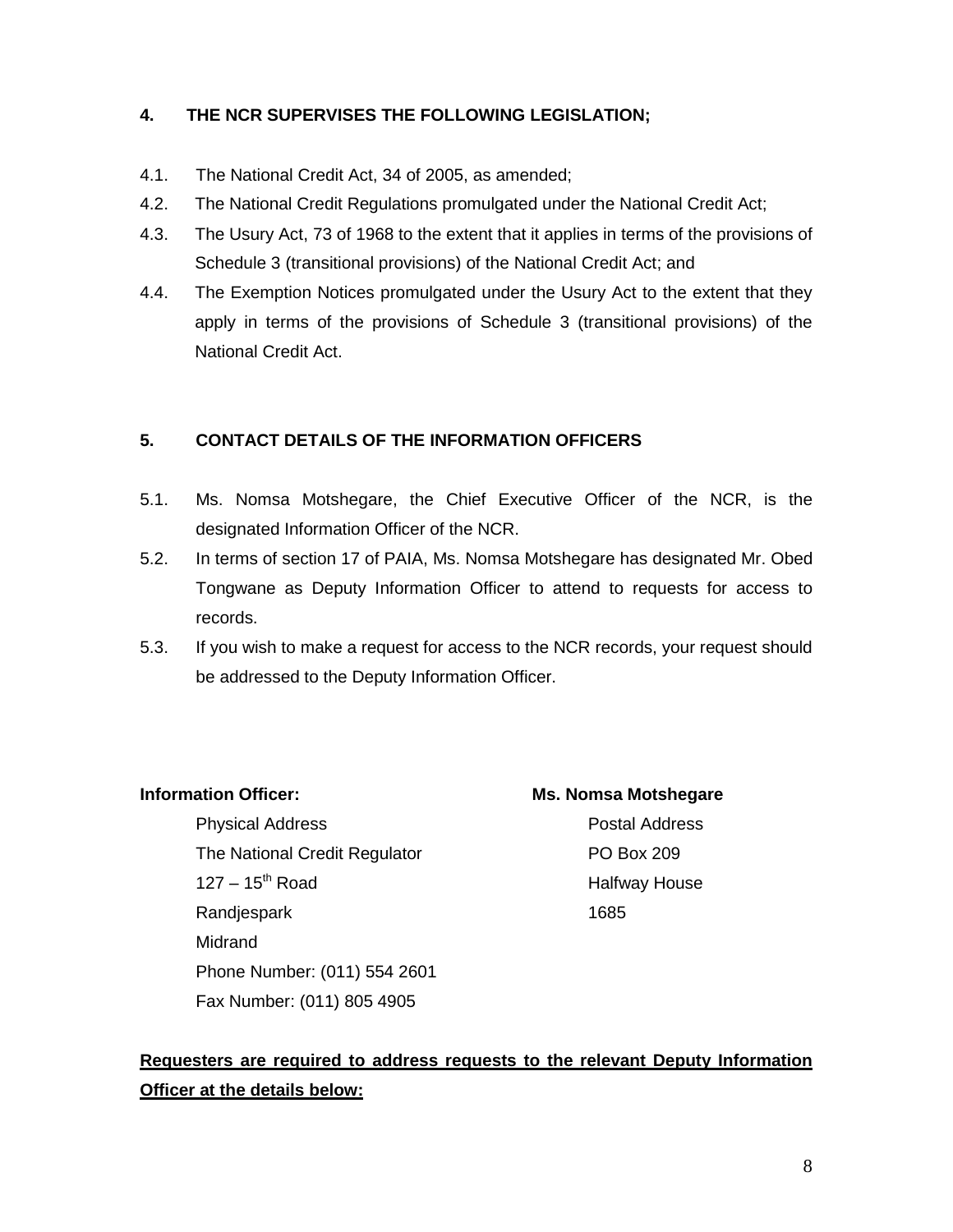## 4. THE NCR SUPERVISES THE FOLLOWING LEGISLATION;

4.1. The National Credit Act, 34 of 2005, as amended;

4.2. The National Credit Regulations promulgated under the National Credit Act;

4.3. The Usury Act, 73 of 1968 to the extent that it applies in terms of the provisions of Schedule 3 (transitional provisions) of the National Credit Act; and

4.4. The Exemption Notices promulgated under the Usury Act to the extent that they apply in terms of the provisions of Schedule 3 (transitional provisions) of the National Credit Act.

## 5. CONTACT DETAILS OF THE INFORMATION OFFICERS

5.1. Ms. Nomsa Motshegare, the Chief Executive Officer of the NCR, is the designated Information Officer of the NCR.

5.2. In terms of section 17 of PAIA, Ms. Nomsa Motshegare has designated Mr. Obed Tongwane as Deputy Information Officer to attend to requests for access to records.

5.3. If you wish to make a request for access to the NCR records, your request should be addressed to the Deputy Information Officer.

**Information Officer:** **Ms. Nomsa Motshegare**

Physical Address
The National Credit Regulator
127 – 15th Road
Randjespark
Midrand
Phone Number: (011) 554 2601
Fax Number: (011) 805 4905

Postal Address
PO Box 209
Halfway House
1685

**Requesters are required to address requests to the relevant Deputy Information Officer at the details below:**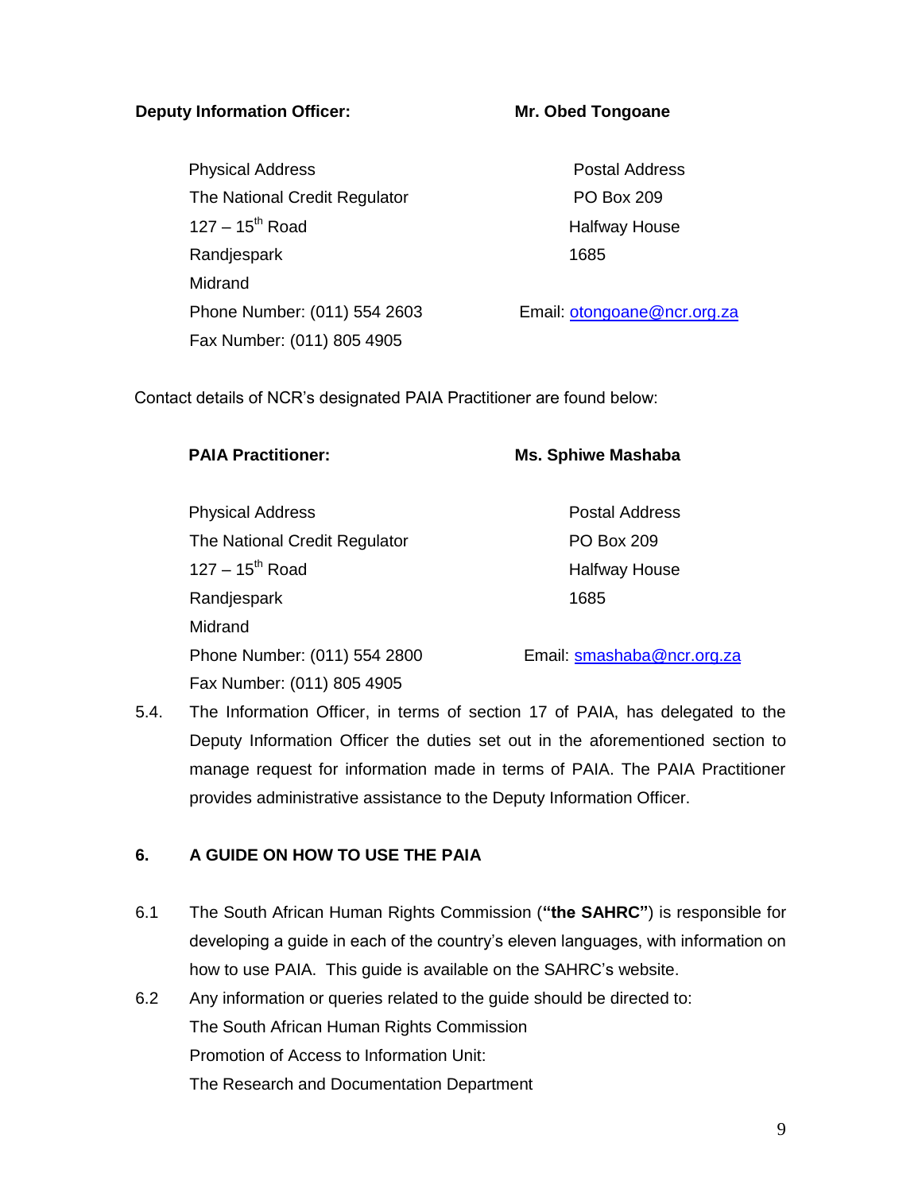**Deputy Information Officer:** **Mr. Obed Tongoane**

| Physical Address | Postal Address |
| --- | --- |
| The National Credit Regulator | PO Box 209 |
| 127 – 15th Road | Halfway House |
| Randjespark | 1685 |
| Midrand | |
| Phone Number: (011) 554 2603 | Email: otongoane@ncr.org.za |
| Fax Number: (011) 805 4905 | |

Contact details of NCR's designated PAIA Practitioner are found below:

**PAIA Practitioner:** **Ms. Sphiwe Mashaba**

| Physical Address | Postal Address |
| --- | --- |
| The National Credit Regulator | PO Box 209 |
| 127 – 15th Road | Halfway House |
| Randjespark | 1685 |
| Midrand | |
| Phone Number: (011) 554 2800 | Email: smashaba@ncr.org.za |
| Fax Number: (011) 805 4905 | |

5.4. The Information Officer, in terms of section 17 of PAIA, has delegated to the Deputy Information Officer the duties set out in the aforementioned section to manage request for information made in terms of PAIA. The PAIA Practitioner provides administrative assistance to the Deputy Information Officer.

## 6. A GUIDE ON HOW TO USE THE PAIA

6.1 The South African Human Rights Commission (**"the SAHRC"**) is responsible for developing a guide in each of the country's eleven languages, with information on how to use PAIA. This guide is available on the SAHRC's website.

6.2 Any information or queries related to the guide should be directed to:
The South African Human Rights Commission
Promotion of Access to Information Unit:
The Research and Documentation Department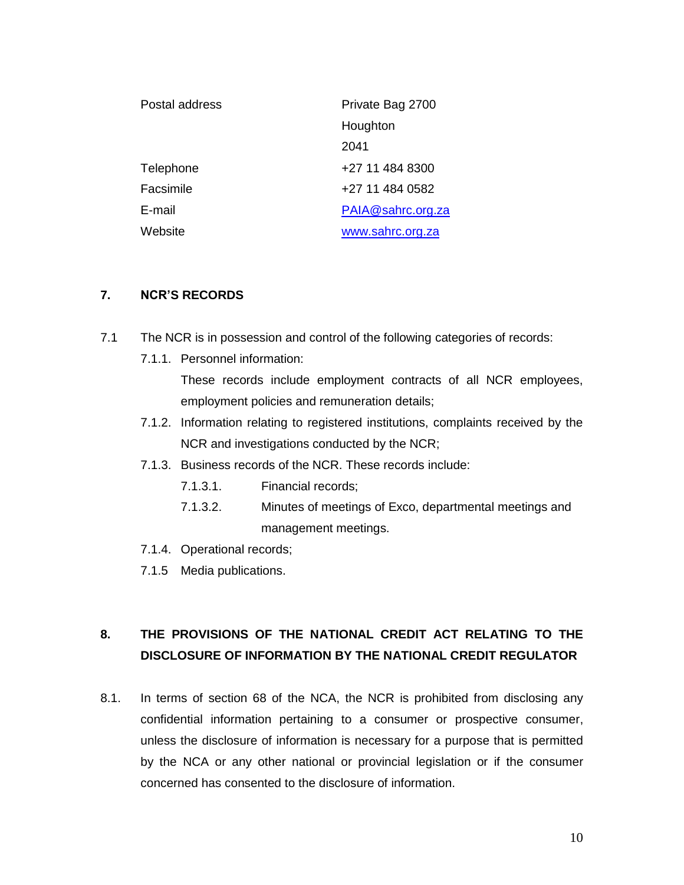| | |
|---|---|
| Postal address | Private Bag 2700<br>Houghton<br>2041 |
| Telephone | +27 11 484 8300 |
| Facsimile | +27 11 484 0582 |
| E-mail | PAIA@sahrc.org.za |
| Website | www.sahrc.org.za |

## 7. NCR'S RECORDS

7.1 The NCR is in possession and control of the following categories of records:

7.1.1. Personnel information:
These records include employment contracts of all NCR employees, employment policies and remuneration details;

7.1.2. Information relating to registered institutions, complaints received by the NCR and investigations conducted by the NCR;

7.1.3. Business records of the NCR. These records include:

7.1.3.1. Financial records;

7.1.3.2. Minutes of meetings of Exco, departmental meetings and management meetings.

7.1.4. Operational records;

7.1.5 Media publications.

## 8. THE PROVISIONS OF THE NATIONAL CREDIT ACT RELATING TO THE DISCLOSURE OF INFORMATION BY THE NATIONAL CREDIT REGULATOR

8.1. In terms of section 68 of the NCA, the NCR is prohibited from disclosing any confidential information pertaining to a consumer or prospective consumer, unless the disclosure of information is necessary for a purpose that is permitted by the NCA or any other national or provincial legislation or if the consumer concerned has consented to the disclosure of information.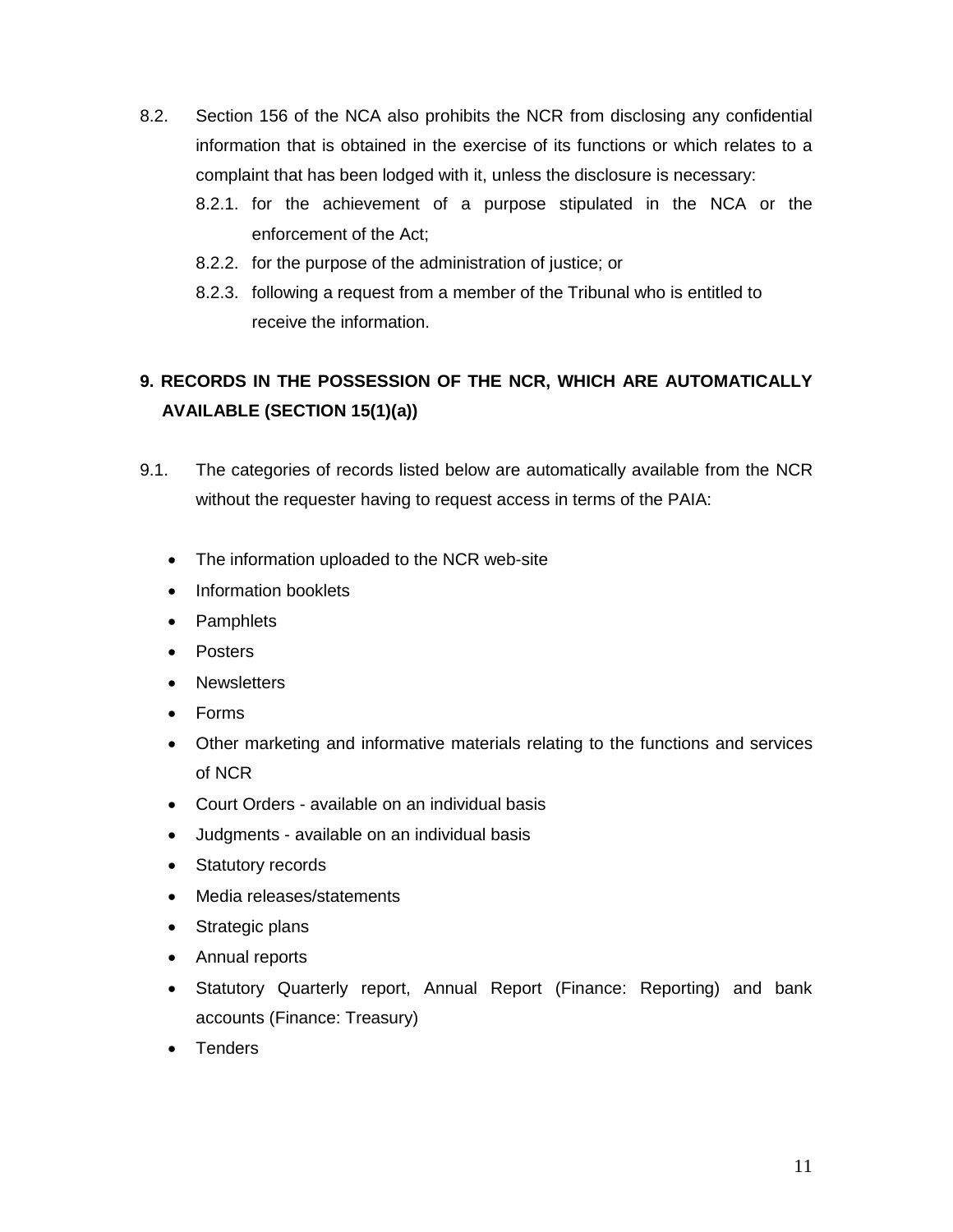8.2. Section 156 of the NCA also prohibits the NCR from disclosing any confidential information that is obtained in the exercise of its functions or which relates to a complaint that has been lodged with it, unless the disclosure is necessary:

8.2.1. for the achievement of a purpose stipulated in the NCA or the enforcement of the Act;

8.2.2. for the purpose of the administration of justice; or

8.2.3. following a request from a member of the Tribunal who is entitled to receive the information.

## 9. RECORDS IN THE POSSESSION OF THE NCR, WHICH ARE AUTOMATICALLY AVAILABLE (SECTION 15(1)(a))

9.1. The categories of records listed below are automatically available from the NCR without the requester having to request access in terms of the PAIA:

- The information uploaded to the NCR web-site
- Information booklets
- Pamphlets
- Posters
- Newsletters
- Forms
- Other marketing and informative materials relating to the functions and services of NCR
- Court Orders - available on an individual basis
- Judgments - available on an individual basis
- Statutory records
- Media releases/statements
- Strategic plans
- Annual reports
- Statutory Quarterly report, Annual Report (Finance: Reporting) and bank accounts (Finance: Treasury)
- Tenders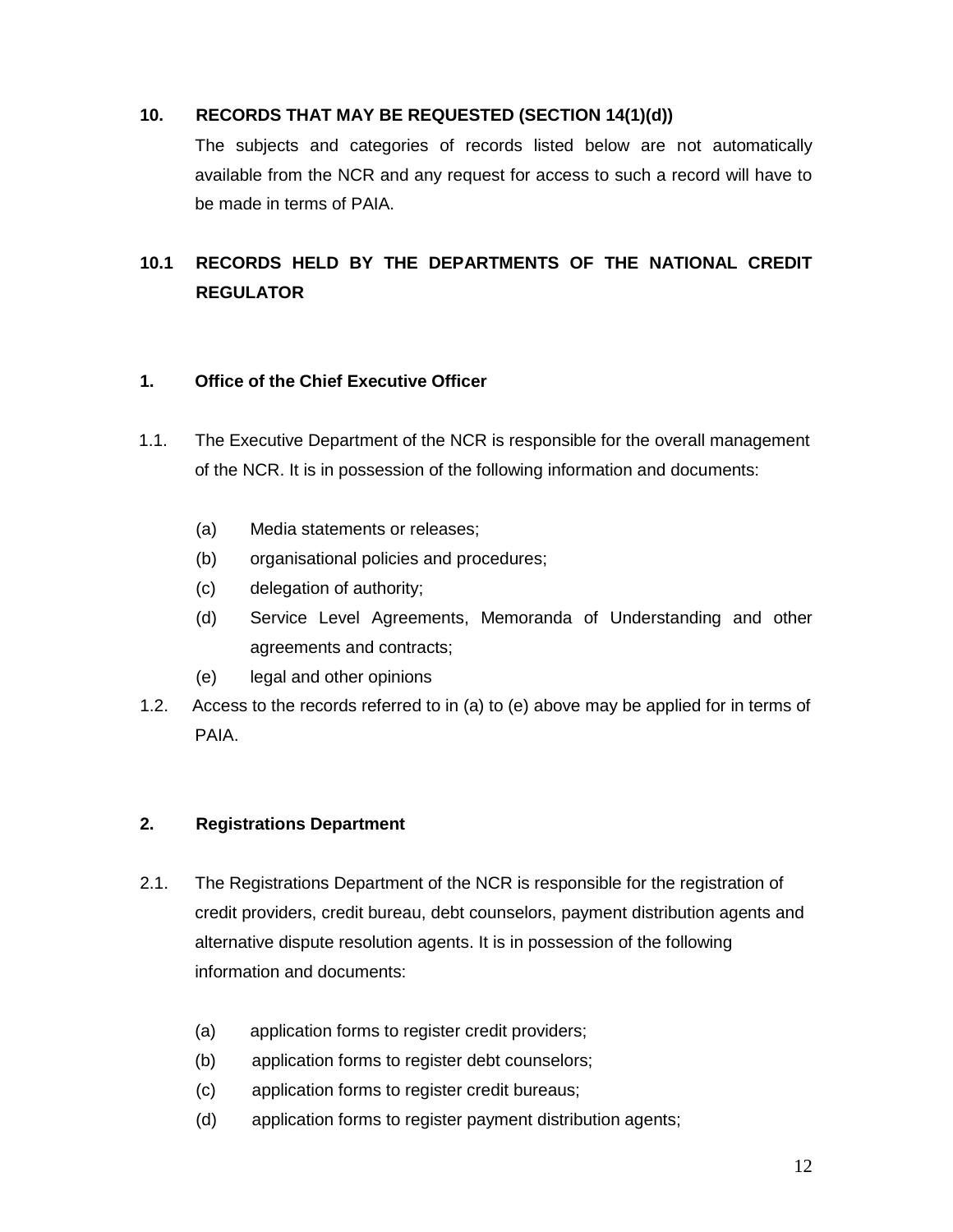## 10. RECORDS THAT MAY BE REQUESTED (SECTION 14(1)(d))

The subjects and categories of records listed below are not automatically available from the NCR and any request for access to such a record will have to be made in terms of PAIA.

## 10.1 RECORDS HELD BY THE DEPARTMENTS OF THE NATIONAL CREDIT REGULATOR

### 1. Office of the Chief Executive Officer

1.1. The Executive Department of the NCR is responsible for the overall management of the NCR. It is in possession of the following information and documents:

- (a) Media statements or releases;
- (b) organisational policies and procedures;
- (c) delegation of authority;
- (d) Service Level Agreements, Memoranda of Understanding and other agreements and contracts;
- (e) legal and other opinions

1.2. Access to the records referred to in (a) to (e) above may be applied for in terms of PAIA.

### 2. Registrations Department

2.1. The Registrations Department of the NCR is responsible for the registration of credit providers, credit bureau, debt counselors, payment distribution agents and alternative dispute resolution agents. It is in possession of the following information and documents:

- (a) application forms to register credit providers;
- (b) application forms to register debt counselors;
- (c) application forms to register credit bureaus;
- (d) application forms to register payment distribution agents;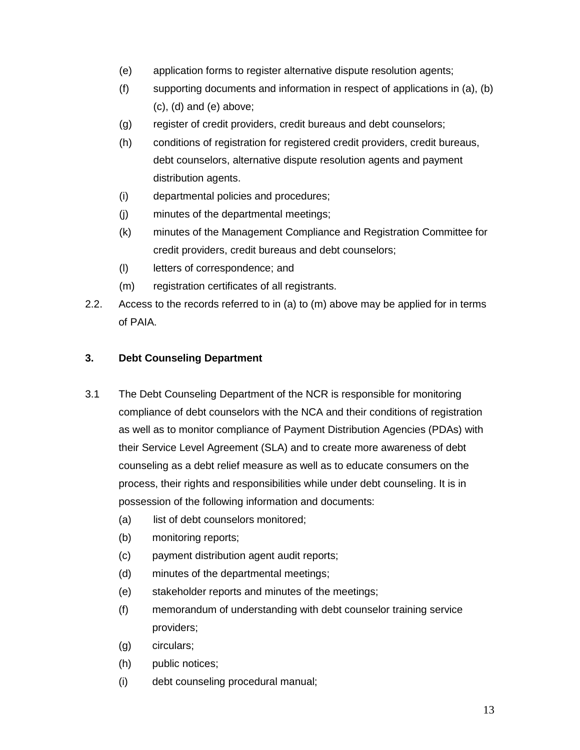(e) application forms to register alternative dispute resolution agents;

(f) supporting documents and information in respect of applications in (a), (b) (c), (d) and (e) above;

(g) register of credit providers, credit bureaus and debt counselors;

(h) conditions of registration for registered credit providers, credit bureaus, debt counselors, alternative dispute resolution agents and payment distribution agents.

(i) departmental policies and procedures;

(j) minutes of the departmental meetings;

(k) minutes of the Management Compliance and Registration Committee for credit providers, credit bureaus and debt counselors;

(l) letters of correspondence; and

(m) registration certificates of all registrants.

2.2. Access to the records referred to in (a) to (m) above may be applied for in terms of PAIA.

### 3. Debt Counseling Department

3.1 The Debt Counseling Department of the NCR is responsible for monitoring compliance of debt counselors with the NCA and their conditions of registration as well as to monitor compliance of Payment Distribution Agencies (PDAs) with their Service Level Agreement (SLA) and to create more awareness of debt counseling as a debt relief measure as well as to educate consumers on the process, their rights and responsibilities while under debt counseling. It is in possession of the following information and documents:

(a) list of debt counselors monitored;

(b) monitoring reports;

(c) payment distribution agent audit reports;

(d) minutes of the departmental meetings;

(e) stakeholder reports and minutes of the meetings;

(f) memorandum of understanding with debt counselor training service providers;

(g) circulars;

(h) public notices;

(i) debt counseling procedural manual;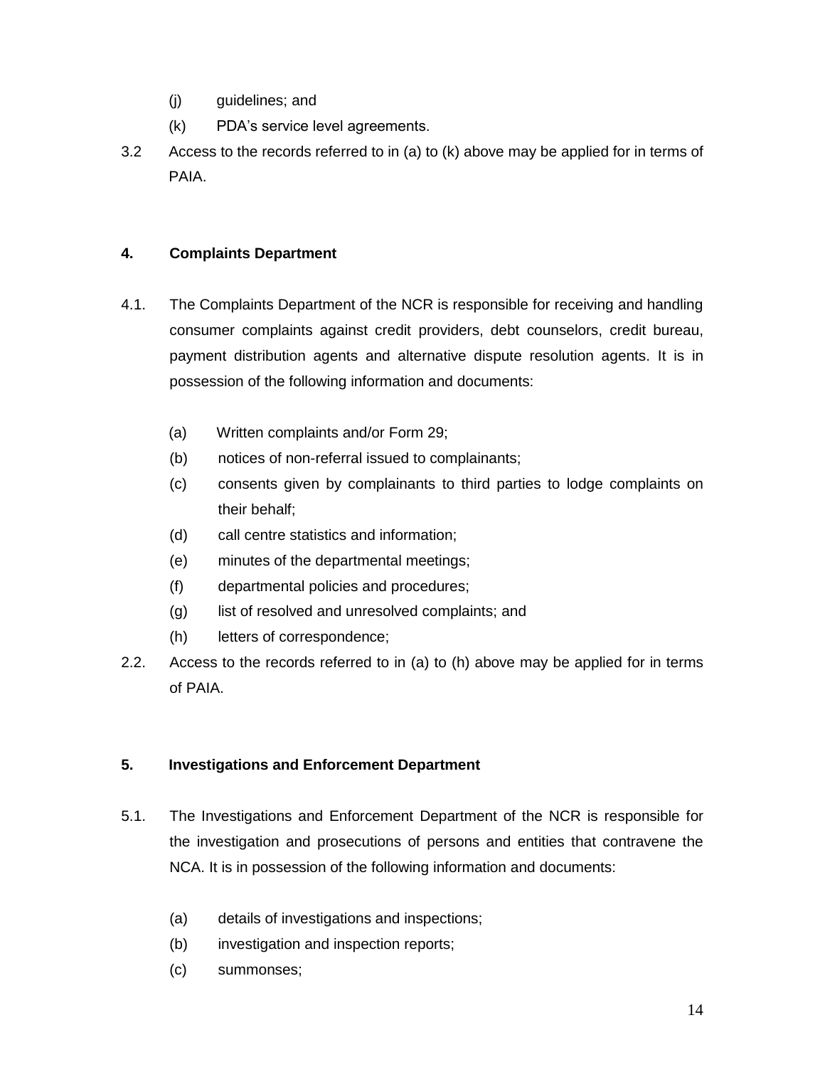(j) guidelines; and

(k) PDA's service level agreements.

3.2 Access to the records referred to in (a) to (k) above may be applied for in terms of PAIA.

**4. Complaints Department**

4.1. The Complaints Department of the NCR is responsible for receiving and handling consumer complaints against credit providers, debt counselors, credit bureau, payment distribution agents and alternative dispute resolution agents. It is in possession of the following information and documents:

(a) Written complaints and/or Form 29;

(b) notices of non-referral issued to complainants;

(c) consents given by complainants to third parties to lodge complaints on their behalf;

(d) call centre statistics and information;

(e) minutes of the departmental meetings;

(f) departmental policies and procedures;

(g) list of resolved and unresolved complaints; and

(h) letters of correspondence;

2.2. Access to the records referred to in (a) to (h) above may be applied for in terms of PAIA.

**5. Investigations and Enforcement Department**

5.1. The Investigations and Enforcement Department of the NCR is responsible for the investigation and prosecutions of persons and entities that contravene the NCA. It is in possession of the following information and documents:

(a) details of investigations and inspections;

(b) investigation and inspection reports;

(c) summonses;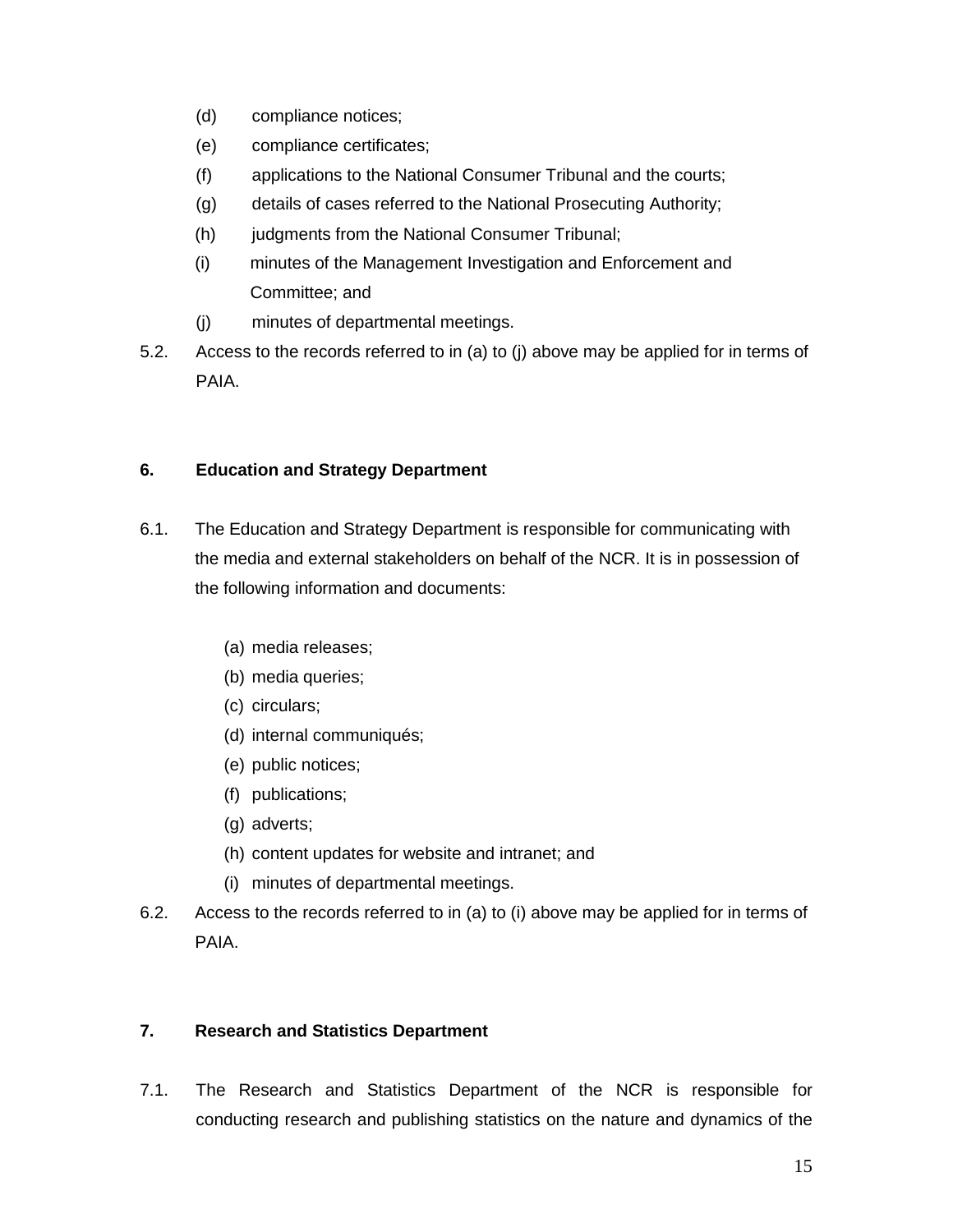(d) compliance notices;

(e) compliance certificates;

(f) applications to the National Consumer Tribunal and the courts;

(g) details of cases referred to the National Prosecuting Authority;

(h) judgments from the National Consumer Tribunal;

(i) minutes of the Management Investigation and Enforcement and Committee; and

(j) minutes of departmental meetings.

5.2. Access to the records referred to in (a) to (j) above may be applied for in terms of PAIA.

## 6. Education and Strategy Department

6.1. The Education and Strategy Department is responsible for communicating with the media and external stakeholders on behalf of the NCR. It is in possession of the following information and documents:

(a) media releases;

(b) media queries;

(c) circulars;

(d) internal communiqués;

(e) public notices;

(f) publications;

(g) adverts;

(h) content updates for website and intranet; and

(i) minutes of departmental meetings.

6.2. Access to the records referred to in (a) to (i) above may be applied for in terms of PAIA.

## 7. Research and Statistics Department

7.1. The Research and Statistics Department of the NCR is responsible for conducting research and publishing statistics on the nature and dynamics of the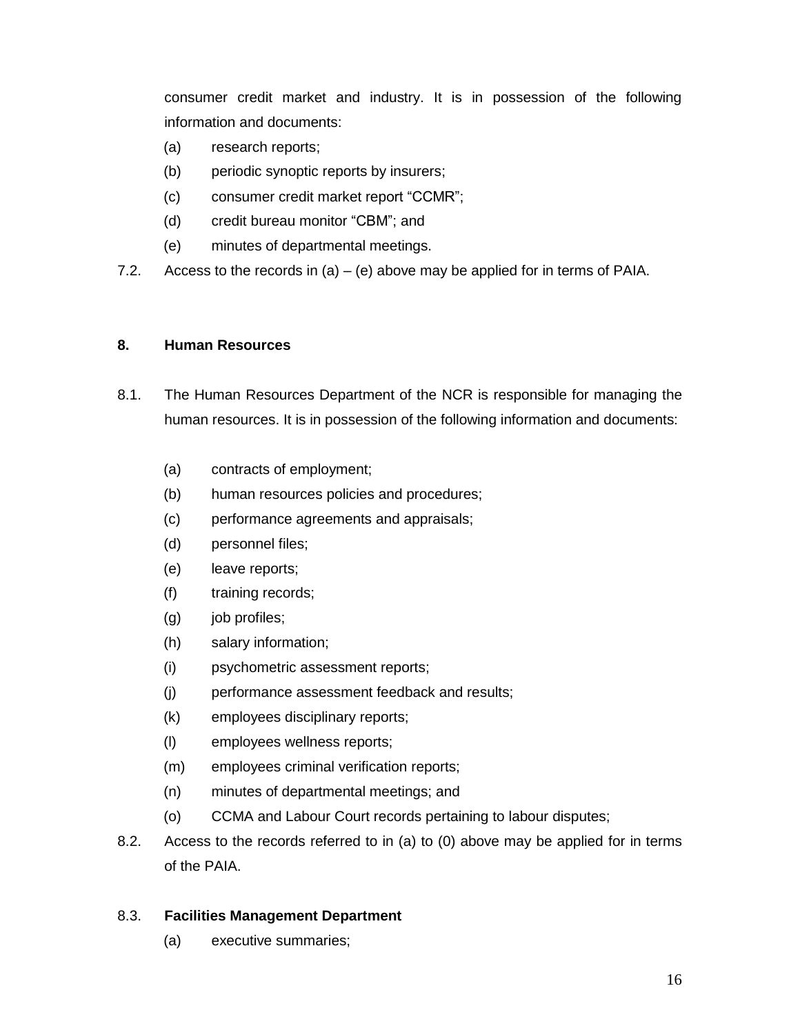consumer credit market and industry. It is in possession of the following information and documents:

(a) research reports;
(b) periodic synoptic reports by insurers;
(c) consumer credit market report “CCMR”;
(d) credit bureau monitor “CBM”; and
(e) minutes of departmental meetings.

7.2. Access to the records in (a) – (e) above may be applied for in terms of PAIA.

**8. Human Resources**

8.1. The Human Resources Department of the NCR is responsible for managing the human resources. It is in possession of the following information and documents:

(a) contracts of employment;
(b) human resources policies and procedures;
(c) performance agreements and appraisals;
(d) personnel files;
(e) leave reports;
(f) training records;
(g) job profiles;
(h) salary information;
(i) psychometric assessment reports;
(j) performance assessment feedback and results;
(k) employees disciplinary reports;
(l) employees wellness reports;
(m) employees criminal verification reports;
(n) minutes of departmental meetings; and
(o) CCMA and Labour Court records pertaining to labour disputes;

8.2. Access to the records referred to in (a) to (0) above may be applied for in terms of the PAIA.

8.3. **Facilities Management Department**

(a) executive summaries;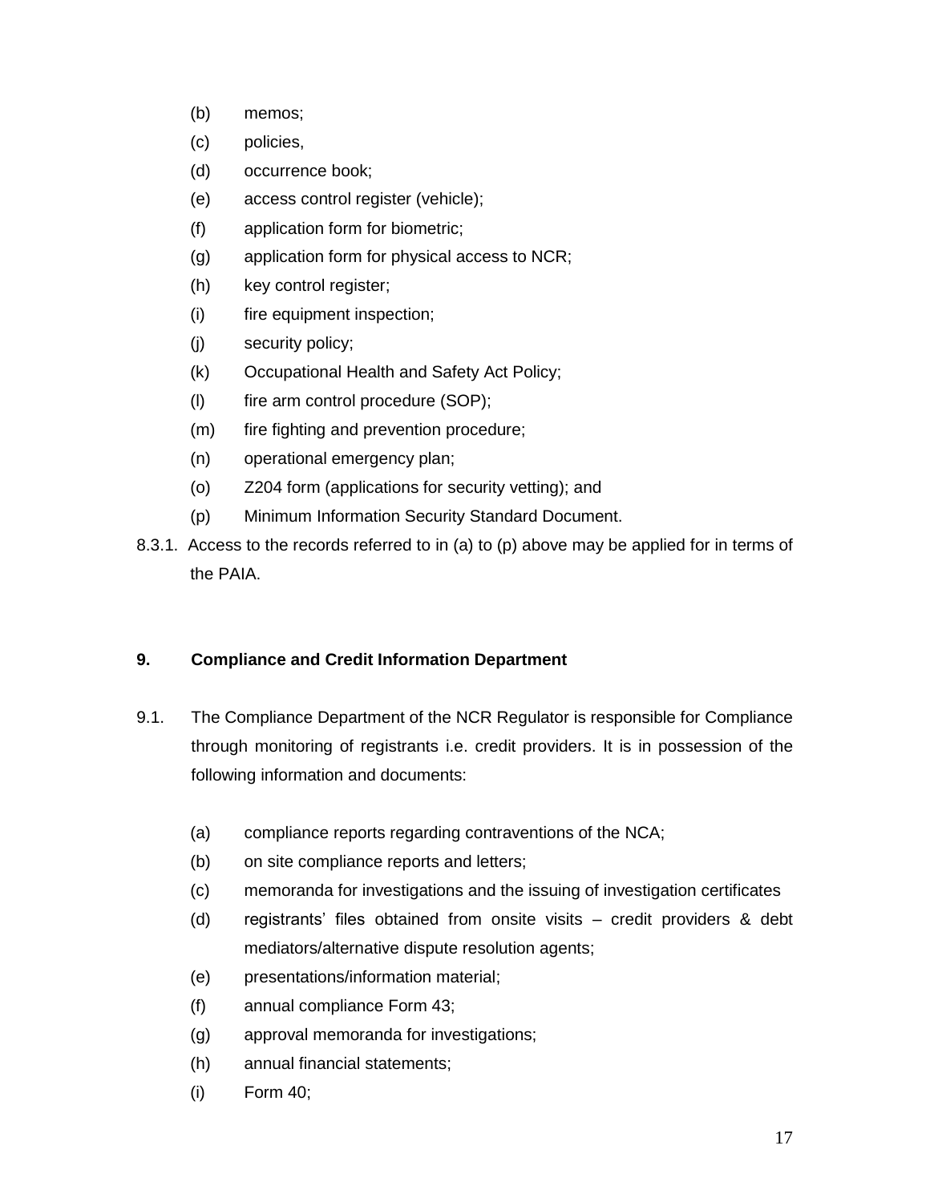(b) memos;

(c) policies,

(d) occurrence book;

(e) access control register (vehicle);

(f) application form for biometric;

(g) application form for physical access to NCR;

(h) key control register;

(i) fire equipment inspection;

(j) security policy;

(k) Occupational Health and Safety Act Policy;

(l) fire arm control procedure (SOP);

(m) fire fighting and prevention procedure;

(n) operational emergency plan;

(o) Z204 form (applications for security vetting); and

(p) Minimum Information Security Standard Document.

8.3.1. Access to the records referred to in (a) to (p) above may be applied for in terms of the PAIA.

## 9. Compliance and Credit Information Department

9.1. The Compliance Department of the NCR Regulator is responsible for Compliance through monitoring of registrants i.e. credit providers. It is in possession of the following information and documents:

(a) compliance reports regarding contraventions of the NCA;

(b) on site compliance reports and letters;

(c) memoranda for investigations and the issuing of investigation certificates

(d) registrants' files obtained from onsite visits – credit providers & debt mediators/alternative dispute resolution agents;

(e) presentations/information material;

(f) annual compliance Form 43;

(g) approval memoranda for investigations;

(h) annual financial statements;

(i) Form 40;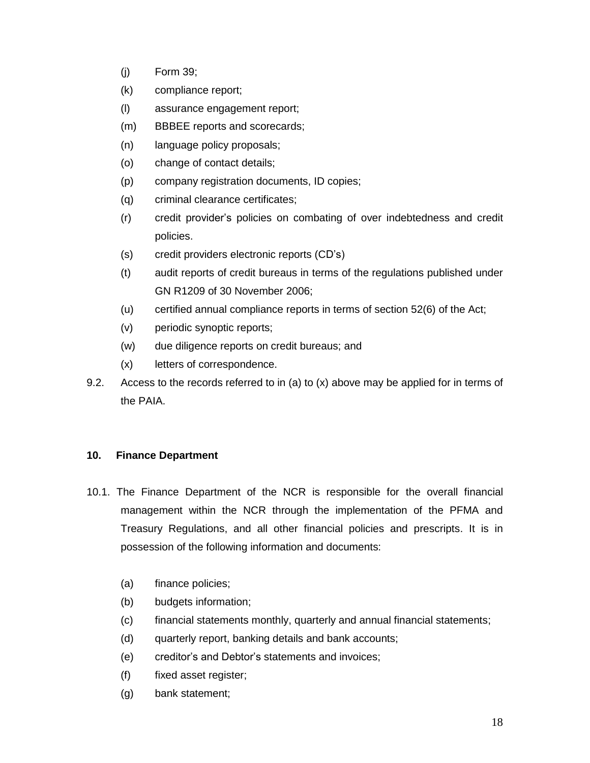(j) Form 39;

(k) compliance report;

(l) assurance engagement report;

(m) BBBEE reports and scorecards;

(n) language policy proposals;

(o) change of contact details;

(p) company registration documents, ID copies;

(q) criminal clearance certificates;

(r) credit provider's policies on combating of over indebtedness and credit policies.

(s) credit providers electronic reports (CD's)

(t) audit reports of credit bureaus in terms of the regulations published under GN R1209 of 30 November 2006;

(u) certified annual compliance reports in terms of section 52(6) of the Act;

(v) periodic synoptic reports;

(w) due diligence reports on credit bureaus; and

(x) letters of correspondence.

9.2. Access to the records referred to in (a) to (x) above may be applied for in terms of the PAIA.

**10. Finance Department**

10.1. The Finance Department of the NCR is responsible for the overall financial management within the NCR through the implementation of the PFMA and Treasury Regulations, and all other financial policies and prescripts. It is in possession of the following information and documents:

(a) finance policies;

(b) budgets information;

(c) financial statements monthly, quarterly and annual financial statements;

(d) quarterly report, banking details and bank accounts;

(e) creditor's and Debtor's statements and invoices;

(f) fixed asset register;

(g) bank statement;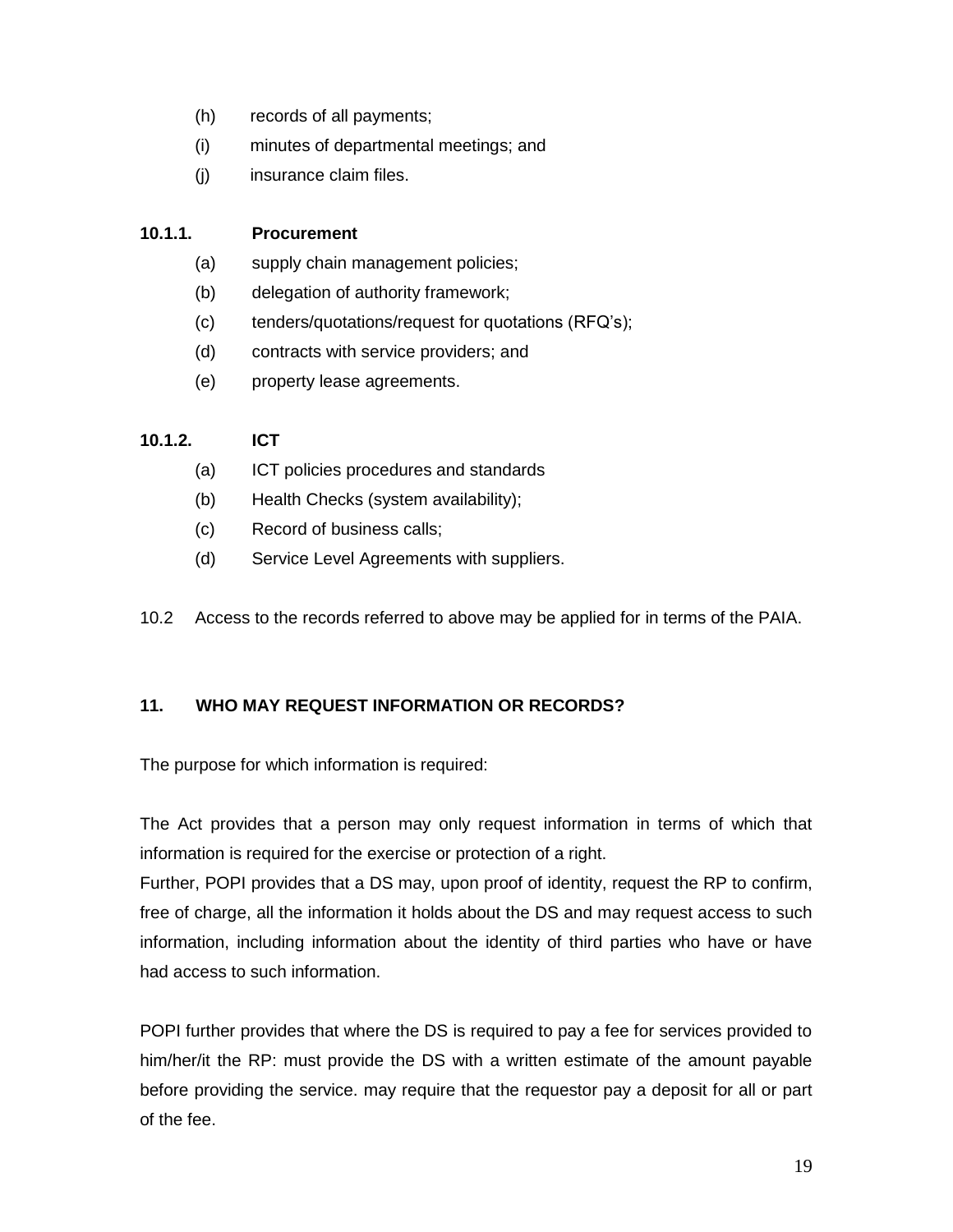(h) records of all payments;

(i) minutes of departmental meetings; and

(j) insurance claim files.

**10.1.1. Procurement**

(a) supply chain management policies;

(b) delegation of authority framework;

(c) tenders/quotations/request for quotations (RFQ's);

(d) contracts with service providers; and

(e) property lease agreements.

**10.1.2. ICT**

(a) ICT policies procedures and standards

(b) Health Checks (system availability);

(c) Record of business calls;

(d) Service Level Agreements with suppliers.

10.2 Access to the records referred to above may be applied for in terms of the PAIA.

## 11. WHO MAY REQUEST INFORMATION OR RECORDS?

The purpose for which information is required:

The Act provides that a person may only request information in terms of which that information is required for the exercise or protection of a right.
Further, POPI provides that a DS may, upon proof of identity, request the RP to confirm, free of charge, all the information it holds about the DS and may request access to such information, including information about the identity of third parties who have or have had access to such information.

POPI further provides that where the DS is required to pay a fee for services provided to him/her/it the RP: must provide the DS with a written estimate of the amount payable before providing the service. may require that the requestor pay a deposit for all or part of the fee.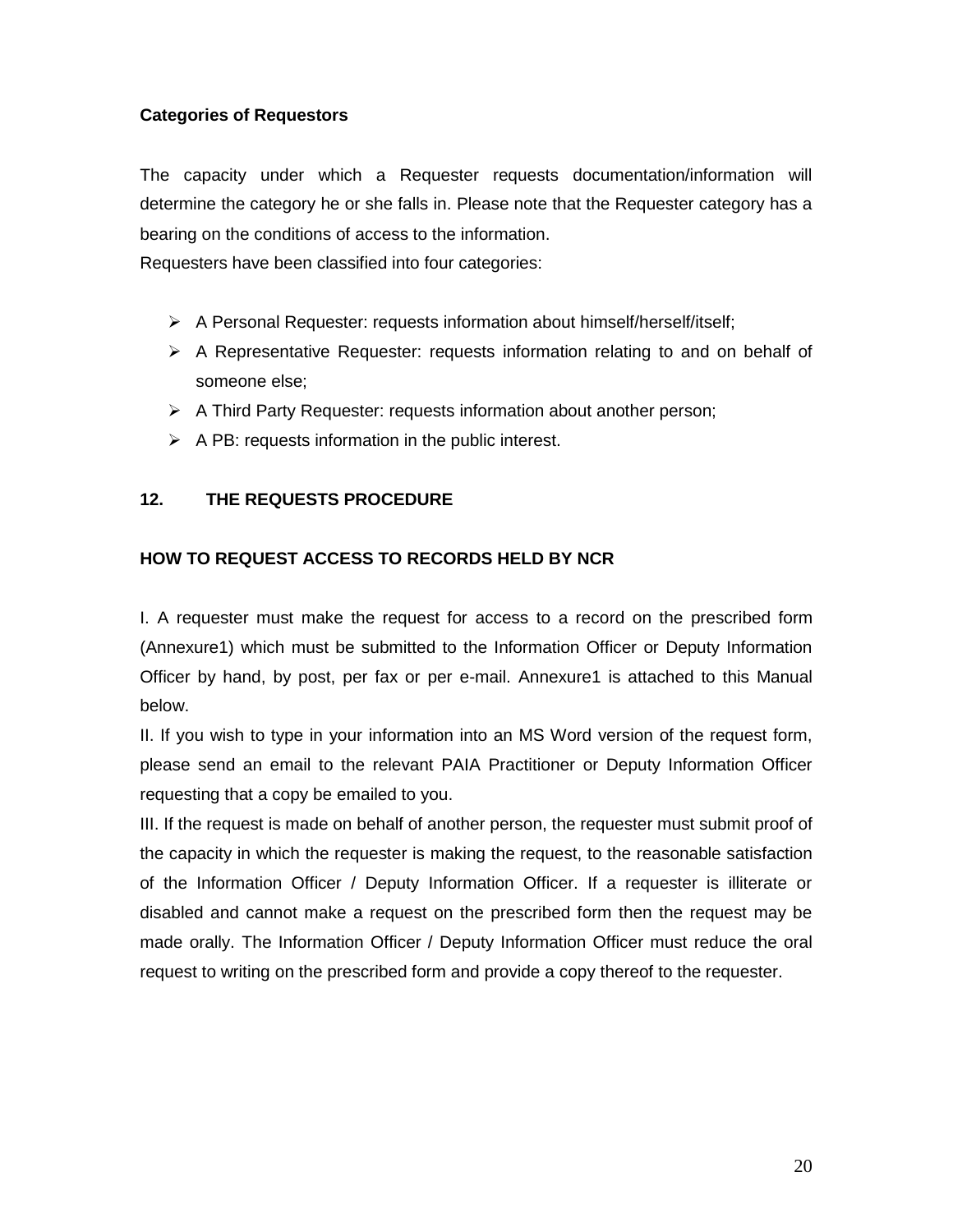**Categories of Requestors**

The capacity under which a Requester requests documentation/information will determine the category he or she falls in. Please note that the Requester category has a bearing on the conditions of access to the information.
Requesters have been classified into four categories:

- A Personal Requester: requests information about himself/herself/itself;
- A Representative Requester: requests information relating to and on behalf of someone else;
- A Third Party Requester: requests information about another person;
- A PB: requests information in the public interest.

## 12. THE REQUESTS PROCEDURE

### HOW TO REQUEST ACCESS TO RECORDS HELD BY NCR

I. A requester must make the request for access to a record on the prescribed form (Annexure1) which must be submitted to the Information Officer or Deputy Information Officer by hand, by post, per fax or per e-mail. Annexure1 is attached to this Manual below.
II. If you wish to type in your information into an MS Word version of the request form, please send an email to the relevant PAIA Practitioner or Deputy Information Officer requesting that a copy be emailed to you.
III. If the request is made on behalf of another person, the requester must submit proof of the capacity in which the requester is making the request, to the reasonable satisfaction of the Information Officer / Deputy Information Officer. If a requester is illiterate or disabled and cannot make a request on the prescribed form then the request may be made orally. The Information Officer / Deputy Information Officer must reduce the oral request to writing on the prescribed form and provide a copy thereof to the requester.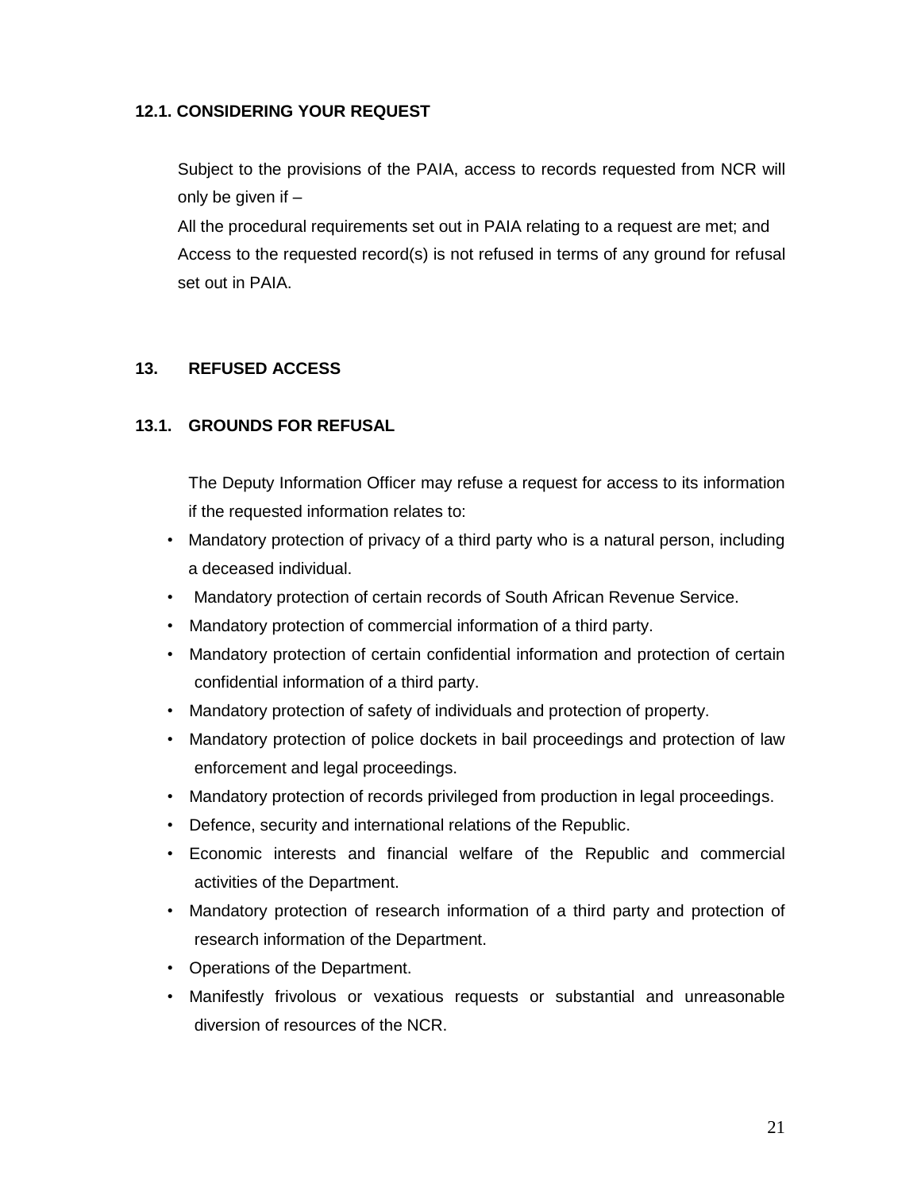### 12.1. CONSIDERING YOUR REQUEST

Subject to the provisions of the PAIA, access to records requested from NCR will only be given if –

All the procedural requirements set out in PAIA relating to a request are met; and

Access to the requested record(s) is not refused in terms of any ground for refusal set out in PAIA.

## 13. REFUSED ACCESS

### 13.1. GROUNDS FOR REFUSAL

The Deputy Information Officer may refuse a request for access to its information if the requested information relates to:

- Mandatory protection of privacy of a third party who is a natural person, including a deceased individual.
- Mandatory protection of certain records of South African Revenue Service.
- Mandatory protection of commercial information of a third party.
- Mandatory protection of certain confidential information and protection of certain confidential information of a third party.
- Mandatory protection of safety of individuals and protection of property.
- Mandatory protection of police dockets in bail proceedings and protection of law enforcement and legal proceedings.
- Mandatory protection of records privileged from production in legal proceedings.
- Defence, security and international relations of the Republic.
- Economic interests and financial welfare of the Republic and commercial activities of the Department.
- Mandatory protection of research information of a third party and protection of research information of the Department.
- Operations of the Department.
- Manifestly frivolous or vexatious requests or substantial and unreasonable diversion of resources of the NCR.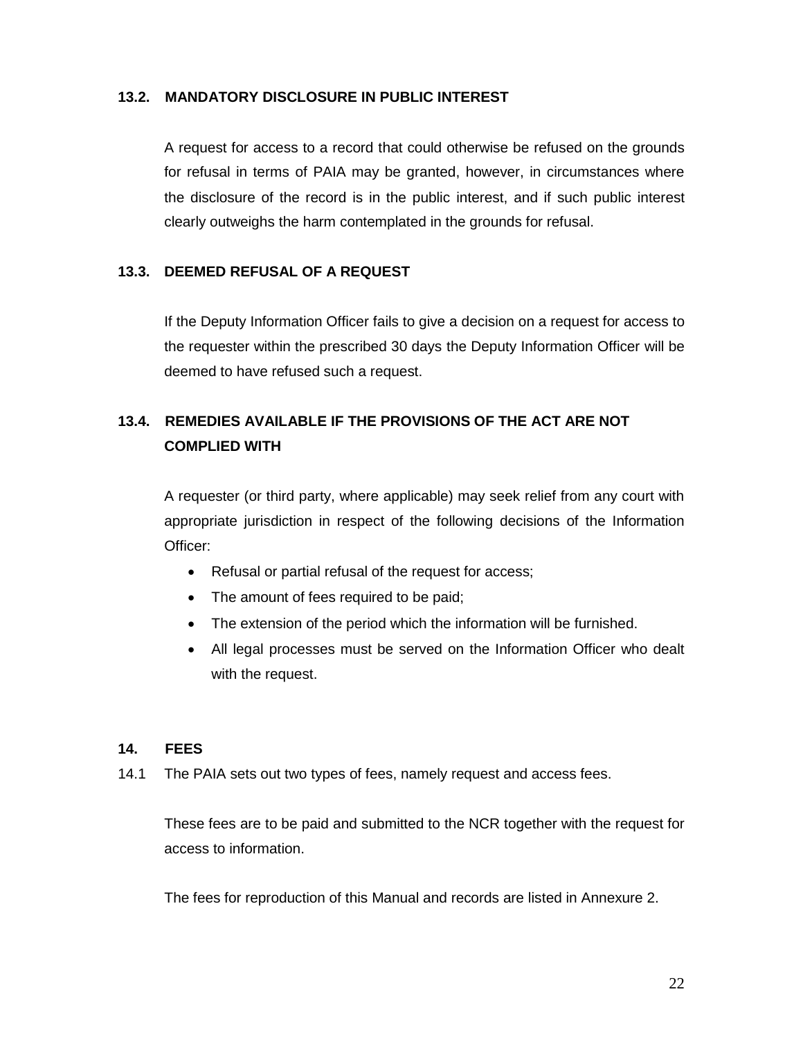### 13.2. MANDATORY DISCLOSURE IN PUBLIC INTEREST

A request for access to a record that could otherwise be refused on the grounds for refusal in terms of PAIA may be granted, however, in circumstances where the disclosure of the record is in the public interest, and if such public interest clearly outweighs the harm contemplated in the grounds for refusal.

### 13.3. DEEMED REFUSAL OF A REQUEST

If the Deputy Information Officer fails to give a decision on a request for access to the requester within the prescribed 30 days the Deputy Information Officer will be deemed to have refused such a request.

### 13.4. REMEDIES AVAILABLE IF THE PROVISIONS OF THE ACT ARE NOT COMPLIED WITH

A requester (or third party, where applicable) may seek relief from any court with appropriate jurisdiction in respect of the following decisions of the Information Officer:

- Refusal or partial refusal of the request for access;
- The amount of fees required to be paid;
- The extension of the period which the information will be furnished.
- All legal processes must be served on the Information Officer who dealt with the request.

## 14. FEES

14.1 The PAIA sets out two types of fees, namely request and access fees.

These fees are to be paid and submitted to the NCR together with the request for access to information.

The fees for reproduction of this Manual and records are listed in Annexure 2.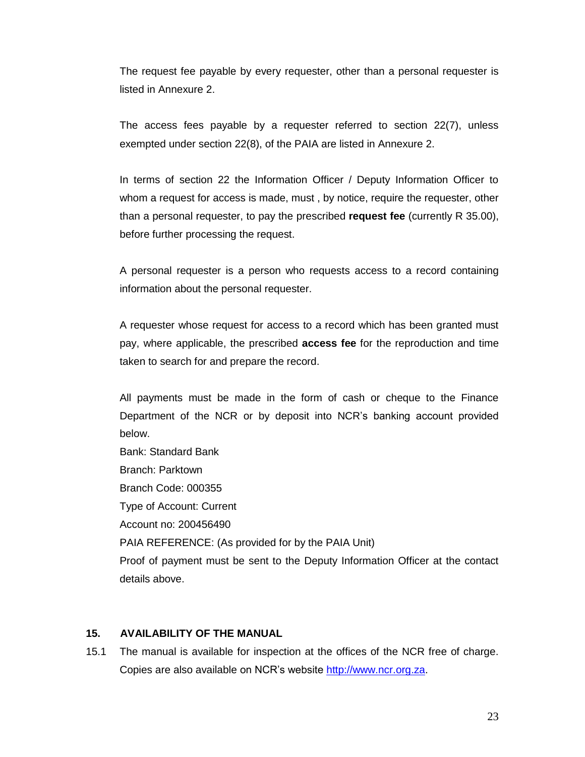The request fee payable by every requester, other than a personal requester is listed in Annexure 2.

The access fees payable by a requester referred to section 22(7), unless exempted under section 22(8), of the PAIA are listed in Annexure 2.

In terms of section 22 the Information Officer / Deputy Information Officer to whom a request for access is made, must , by notice, require the requester, other than a personal requester, to pay the prescribed **request fee** (currently R 35.00), before further processing the request.

A personal requester is a person who requests access to a record containing information about the personal requester.

A requester whose request for access to a record which has been granted must pay, where applicable, the prescribed **access fee** for the reproduction and time taken to search for and prepare the record.

All payments must be made in the form of cash or cheque to the Finance Department of the NCR or by deposit into NCR's banking account provided below.

Bank: Standard Bank
Branch: Parktown
Branch Code: 000355
Type of Account: Current
Account no: 200456490
PAIA REFERENCE: (As provided for by the PAIA Unit)
Proof of payment must be sent to the Deputy Information Officer at the contact details above.

## 15. AVAILABILITY OF THE MANUAL

15.1 The manual is available for inspection at the offices of the NCR free of charge. Copies are also available on NCR's website http://www.ncr.org.za.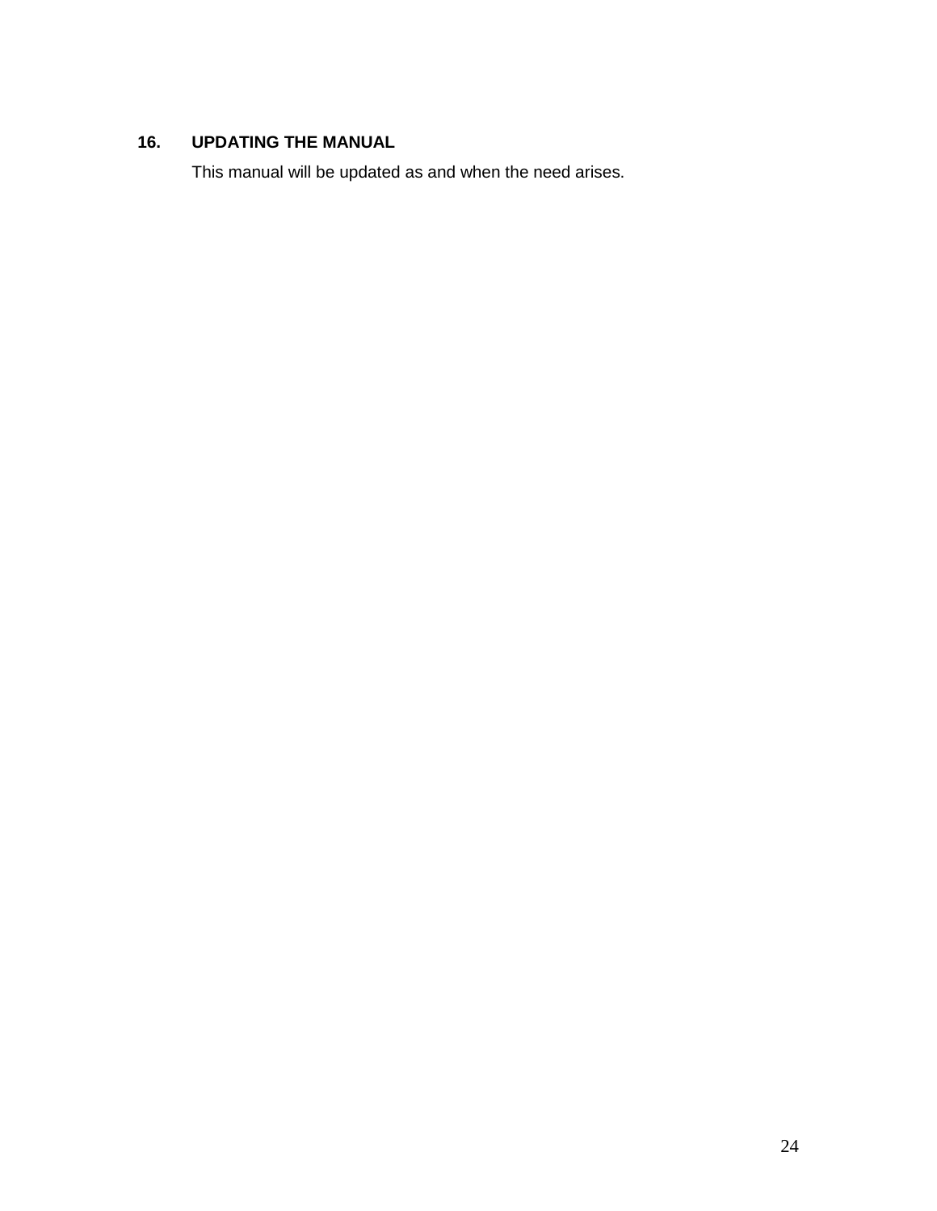## 16. UPDATING THE MANUAL

This manual will be updated as and when the need arises.